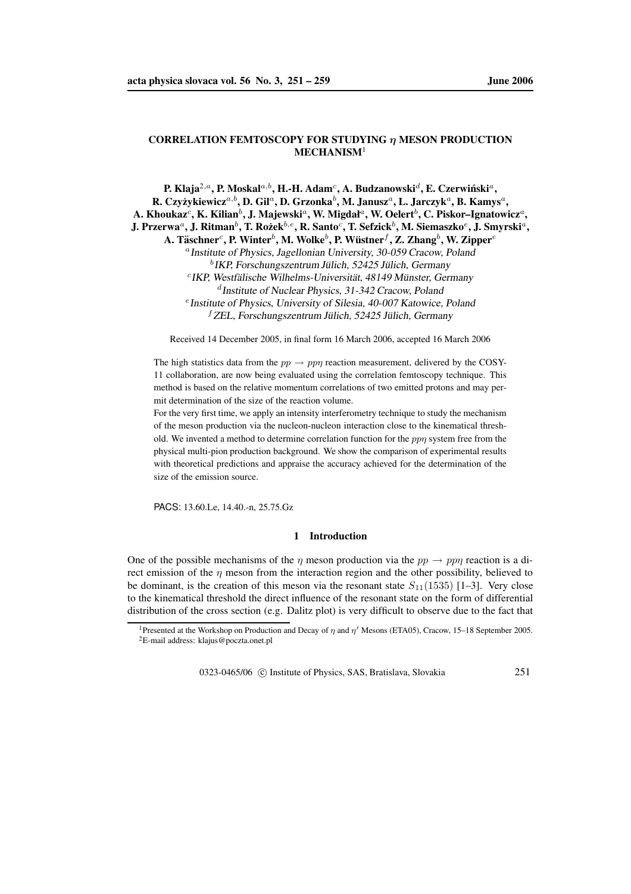# CORRELATION FEMTOSCOPY FOR STUDYING $\eta$ MESON PRODUCTION MECHANISM[1]

**P. Klaja[2,a], P. Moskal[a,b], H.-H. Adam[c], A. Budzanowski[d], E. Czerwiński[a], R. Czyżykiewicz[a,b], D. Gil[a], D. Grzonka[b], M. Janusz[a], L. Jarczyk[a], B. Kamys[a], A. Khoukaz[c], K. Kilian[b], J. Majewski[a], W. Migdał[a], W. Oelert[b], C. Piskor–Ignatowicz[a], J. Przerwa[a], J. Ritman[b], T. Rożek[b,e], R. Santo[c], T. Sefzick[b], M. Siemaszko[e], J. Smyrski[a], A. Täschner[c], P. Winter[b], M. Wolke[b], P. Wüstner[f], Z. Zhang[b], W. Zipper[e]**

[a] Institute of Physics, Jagellonian University, 30-059 Cracow, Poland
[b] IKP, Forschungszentrum Jülich, 52425 Jülich, Germany
[c] IKP, Westfälische Wilhelms-Universität, 48149 Münster, Germany
[d] Institute of Nuclear Physics, 31-342 Cracow, Poland
[e] Institute of Physics, University of Silesia, 40-007 Katowice, Poland
[f] ZEL, Forschungszentrum Jülich, 52425 Jülich, Germany

Received 14 December 2005, in final form 16 March 2006, accepted 16 March 2006

The high statistics data from the $pp \to pp\eta$ reaction measurement, delivered by the COSY-11 collaboration, are now being evaluated using the correlation femtoscopy technique. This method is based on the relative momentum correlations of two emitted protons and may permit determination of the size of the reaction volume.

For the very first time, we apply an intensity interferometry technique to study the mechanism of the meson production via the nucleon-nucleon interaction close to the kinematical threshold. We invented a method to determine correlation function for the $pp\eta$ system free from the physical multi-pion production background. We show the comparison of experimental results with theoretical predictions and appraise the accuracy achieved for the determination of the size of the emission source.

PACS: 13.60.Le, 14.40.-n, 25.75.Gz

## 1 Introduction

One of the possible mechanisms of the $\eta$ meson production via the $pp \to pp\eta$ reaction is a direct emission of the $\eta$ meson from the interaction region and the other possibility, believed to be dominant, is the creation of this meson via the resonant state $S_{11}(1535)$ [1–3]. Very close to the kinematical threshold the direct influence of the resonant state on the form of differential distribution of the cross section (e.g. Dalitz plot) is very difficult to observe due to the fact that

[1] Presented at the Workshop on Production and Decay of $\eta$ and $\eta'$ Mesons (ETA05), Cracow, 15–18 September 2005.
[2] E-mail address: klajus@poczta.onet.pl

0323-0465/06 © Institute of Physics, SAS, Bratislava, Slovakia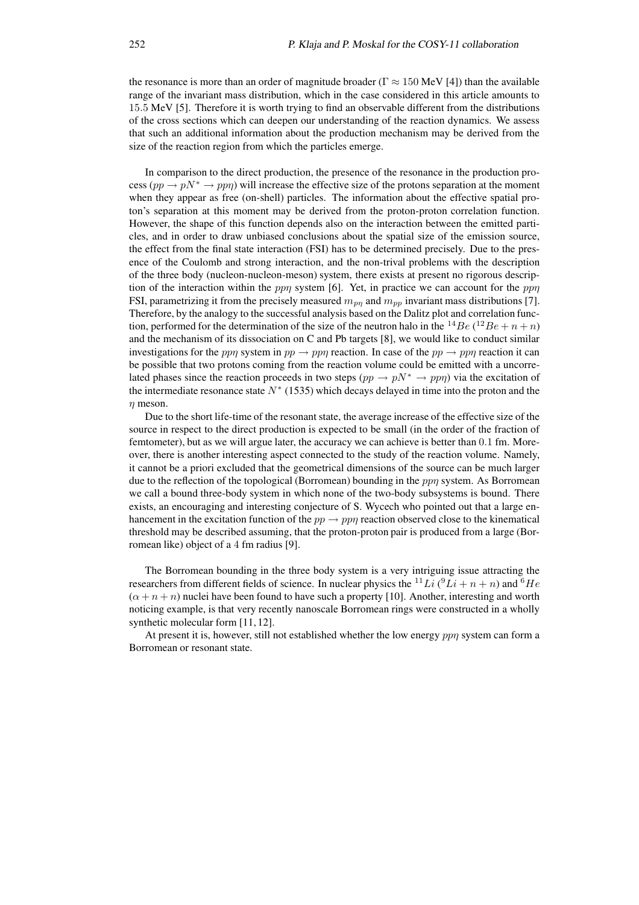the resonance is more than an order of magnitude broader ($\Gamma \approx 150$ MeV [4]) than the available range of the invariant mass distribution, which in the case considered in this article amounts to $15.5$ MeV [5]. Therefore it is worth trying to find an observable different from the distributions of the cross sections which can deepen our understanding of the reaction dynamics. We assess that such an additional information about the production mechanism may be derived from the size of the reaction region from which the particles emerge.

In comparison to the direct production, the presence of the resonance in the production process ($pp \rightarrow pN^* \rightarrow pp\eta$) will increase the effective size of the protons separation at the moment when they appear as free (on-shell) particles. The information about the effective spatial proton's separation at this moment may be derived from the proton-proton correlation function. However, the shape of this function depends also on the interaction between the emitted particles, and in order to draw unbiased conclusions about the spatial size of the emission source, the effect from the final state interaction (FSI) has to be determined precisely. Due to the presence of the Coulomb and strong interaction, and the non-trival problems with the description of the three body (nucleon-nucleon-meson) system, there exists at present no rigorous description of the interaction within the $pp\eta$ system [6]. Yet, in practice we can account for the $pp\eta$ FSI, parametrizing it from the precisely measured $m_{p\eta}$ and $m_{pp}$ invariant mass distributions [7]. Therefore, by the analogy to the successful analysis based on the Dalitz plot and correlation function, performed for the determination of the size of the neutron halo in the $^{14}Be$ ($^{12}Be + n + n$) and the mechanism of its dissociation on C and Pb targets [8], we would like to conduct similar investigations for the $pp\eta$ system in $pp \rightarrow pp\eta$ reaction. In case of the $pp \rightarrow pp\eta$ reaction it can be possible that two protons coming from the reaction volume could be emitted with a uncorrelated phases since the reaction proceeds in two steps ($pp \rightarrow pN^* \rightarrow pp\eta$) via the excitation of the intermediate resonance state $N^*$ (1535) which decays delayed in time into the proton and the $\eta$ meson.

Due to the short life-time of the resonant state, the average increase of the effective size of the source in respect to the direct production is expected to be small (in the order of the fraction of femtometer), but as we will argue later, the accuracy we can achieve is better than $0.1$ fm. Moreover, there is another interesting aspect connected to the study of the reaction volume. Namely, it cannot be a priori excluded that the geometrical dimensions of the source can be much larger due to the reflection of the topological (Borromean) bounding in the $pp\eta$ system. As Borromean we call a bound three-body system in which none of the two-body subsystems is bound. There exists, an encouraging and interesting conjecture of S. Wycech who pointed out that a large enhancement in the excitation function of the $pp \rightarrow pp\eta$ reaction observed close to the kinematical threshold may be described assuming, that the proton-proton pair is produced from a large (Borromean like) object of a $4$ fm radius [9].

The Borromean bounding in the three body system is a very intriguing issue attracting the researchers from different fields of science. In nuclear physics the $^{11}Li$ ($^{9}Li + n + n$) and $^{6}He$ ($\alpha + n + n$) nuclei have been found to have such a property [10]. Another, interesting and worth noticing example, is that very recently nanoscale Borromean rings were constructed in a wholly synthetic molecular form [11, 12].

At present it is, however, still not established whether the low energy $pp\eta$ system can form a Borromean or resonant state.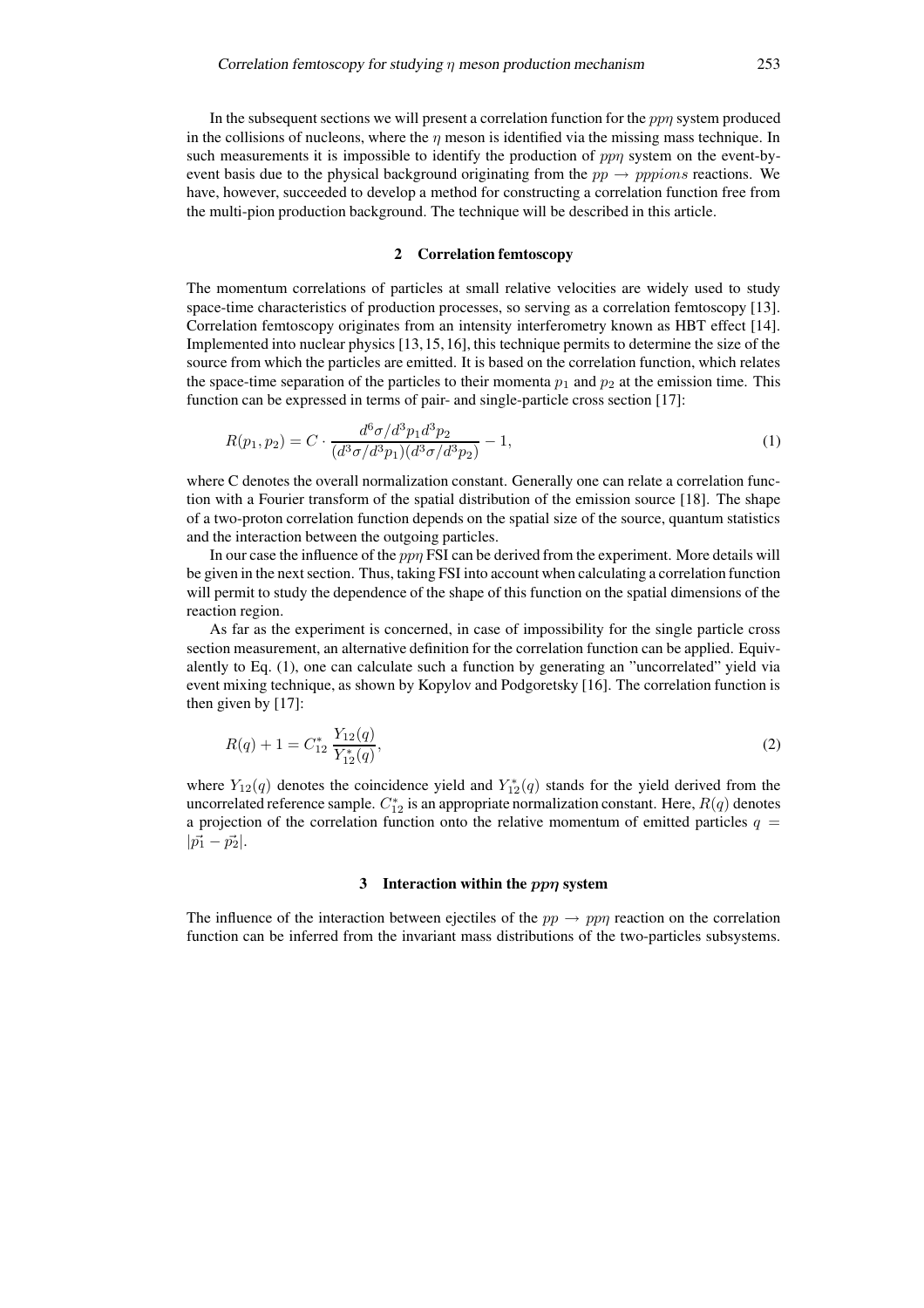In the subsequent sections we will present a correlation function for the $pp\eta$ system produced in the collisions of nucleons, where the $\eta$ meson is identified via the missing mass technique. In such measurements it is impossible to identify the production of $pp\eta$ system on the event-by-event basis due to the physical background originating from the $pp \to pppions$ reactions. We have, however, succeeded to develop a method for constructing a correlation function free from the multi-pion production background. The technique will be described in this article.

## 2 Correlation femtoscopy

The momentum correlations of particles at small relative velocities are widely used to study space-time characteristics of production processes, so serving as a correlation femtoscopy [13]. Correlation femtoscopy originates from an intensity interferometry known as HBT effect [14]. Implemented into nuclear physics [13, 15, 16], this technique permits to determine the size of the source from which the particles are emitted. It is based on the correlation function, which relates the space-time separation of the particles to their momenta $p_1$ and $p_2$ at the emission time. This function can be expressed in terms of pair- and single-particle cross section [17]:

$$R(p_1, p_2) = C \cdot \frac{d^6\sigma/d^3p_1 d^3p_2}{(d^3\sigma/d^3p_1)(d^3\sigma/d^3p_2)} - 1, \tag{1}$$

where C denotes the overall normalization constant. Generally one can relate a correlation function with a Fourier transform of the spatial distribution of the emission source [18]. The shape of a two-proton correlation function depends on the spatial size of the source, quantum statistics and the interaction between the outgoing particles.

In our case the influence of the $pp\eta$ FSI can be derived from the experiment. More details will be given in the next section. Thus, taking FSI into account when calculating a correlation function will permit to study the dependence of the shape of this function on the spatial dimensions of the reaction region.

As far as the experiment is concerned, in case of impossibility for the single particle cross section measurement, an alternative definition for the correlation function can be applied. Equivalently to Eq. (1), one can calculate such a function by generating an "uncorrelated" yield via event mixing technique, as shown by Kopylov and Podgoretsky [16]. The correlation function is then given by [17]:

$$R(q) + 1 = C^*_{12} \, \frac{Y_{12}(q)}{Y^*_{12}(q)}, \tag{2}$$

where $Y_{12}(q)$ denotes the coincidence yield and $Y^*_{12}(q)$ stands for the yield derived from the uncorrelated reference sample. $C^*_{12}$ is an appropriate normalization constant. Here, $R(q)$ denotes a projection of the correlation function onto the relative momentum of emitted particles $q = |\vec{p_1} - \vec{p_2}|$.

## 3 Interaction within the $pp\eta$ system

The influence of the interaction between ejectiles of the $pp \to pp\eta$ reaction on the correlation function can be inferred from the invariant mass distributions of the two-particles subsystems.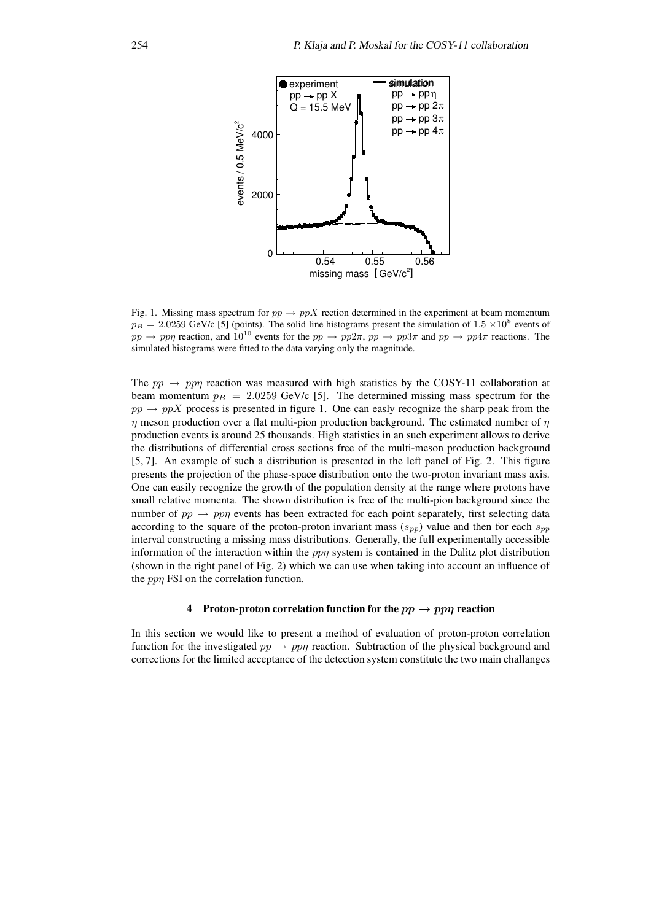Fig. 1. Missing mass spectrum for $pp \rightarrow ppX$ rection determined in the experiment at beam momentum $p_B = 2.0259$ GeV/c [5] (points). The solid line histograms present the simulation of $1.5 \times 10^8$ events of $pp \rightarrow pp\eta$ reaction, and $10^{10}$ events for the $pp \rightarrow pp2\pi$, $pp \rightarrow pp3\pi$ and $pp \rightarrow pp4\pi$ reactions. The simulated histograms were fitted to the data varying only the magnitude.

The $pp \rightarrow pp\eta$ reaction was measured with high statistics by the COSY-11 collaboration at beam momentum $p_B = 2.0259$ GeV/c [5]. The determined missing mass spectrum for the $pp \rightarrow ppX$ process is presented in figure 1. One can easly recognize the sharp peak from the $\eta$ meson production over a flat multi-pion production background. The estimated number of $\eta$ production events is around 25 thousands. High statistics in an such experiment allows to derive the distributions of differential cross sections free of the multi-meson production background [5, 7]. An example of such a distribution is presented in the left panel of Fig. 2. This figure presents the projection of the phase-space distribution onto the two-proton invariant mass axis. One can easily recognize the growth of the population density at the range where protons have small relative momenta. The shown distribution is free of the multi-pion background since the number of $pp \rightarrow pp\eta$ events has been extracted for each point separately, first selecting data according to the square of the proton-proton invariant mass ($s_{pp}$) value and then for each $s_{pp}$ interval constructing a missing mass distributions. Generally, the full experimentally accessible information of the interaction within the $pp\eta$ system is contained in the Dalitz plot distribution (shown in the right panel of Fig. 2) which we can use when taking into account an influence of the $pp\eta$ FSI on the correlation function.

## 4 Proton-proton correlation function for the $pp \rightarrow pp\eta$ reaction

In this section we would like to present a method of evaluation of proton-proton correlation function for the investigated $pp \rightarrow pp\eta$ reaction. Subtraction of the physical background and corrections for the limited acceptance of the detection system constitute the two main challanges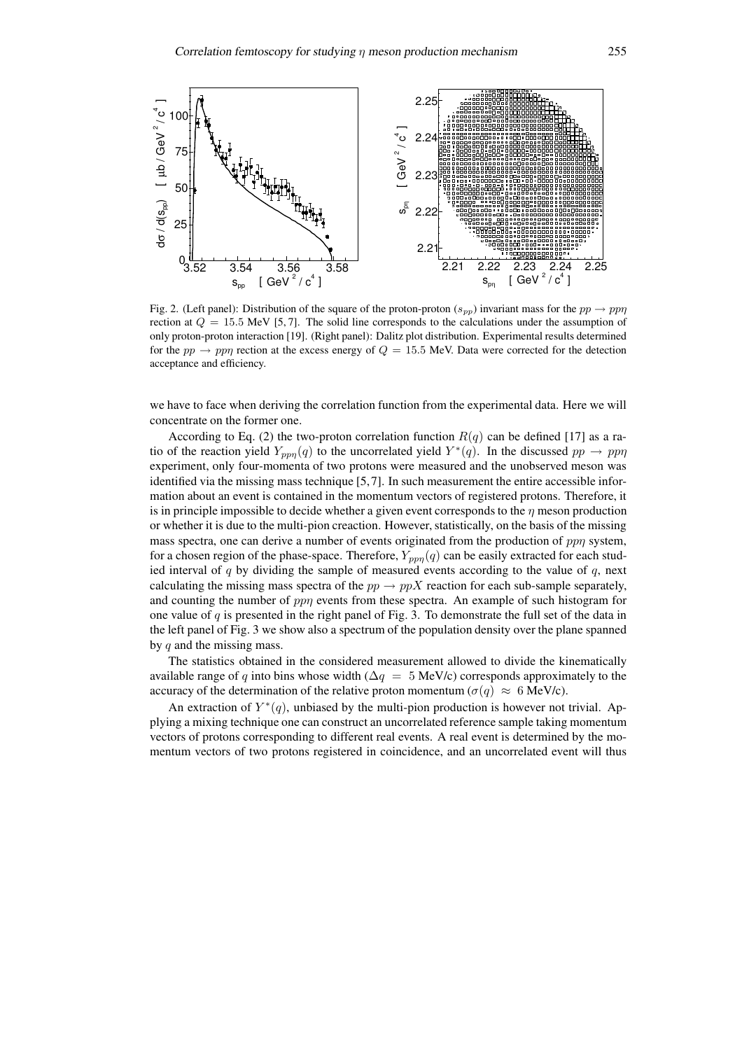Fig. 2. (Left panel): Distribution of the square of the proton-proton ($s_{pp}$) invariant mass for the $pp \to pp\eta$ rection at $Q = 15.5$ MeV [5, 7]. The solid line corresponds to the calculations under the assumption of only proton-proton interaction [19]. (Right panel): Dalitz plot distribution. Experimental results determined for the $pp \to pp\eta$ rection at the excess energy of $Q = 15.5$ MeV. Data were corrected for the detection acceptance and efficiency.

we have to face when deriving the correlation function from the experimental data. Here we will concentrate on the former one.

According to Eq. (2) the two-proton correlation function $R(q)$ can be defined [17] as a ratio of the reaction yield $Y_{pp\eta}(q)$ to the uncorrelated yield $Y^*(q)$. In the discussed $pp \to pp\eta$ experiment, only four-momenta of two protons were measured and the unobserved meson was identified via the missing mass technique [5, 7]. In such measurement the entire accessible information about an event is contained in the momentum vectors of registered protons. Therefore, it is in principle impossible to decide whether a given event corresponds to the $\eta$ meson production or whether it is due to the multi-pion creaction. However, statistically, on the basis of the missing mass spectra, one can derive a number of events originated from the production of $pp\eta$ system, for a chosen region of the phase-space. Therefore, $Y_{pp\eta}(q)$ can be easily extracted for each studied interval of $q$ by dividing the sample of measured events according to the value of $q$, next calculating the missing mass spectra of the $pp \to ppX$ reaction for each sub-sample separately, and counting the number of $pp\eta$ events from these spectra. An example of such histogram for one value of $q$ is presented in the right panel of Fig. 3. To demonstrate the full set of the data in the left panel of Fig. 3 we show also a spectrum of the population density over the plane spanned by $q$ and the missing mass.

The statistics obtained in the considered measurement allowed to divide the kinematically available range of $q$ into bins whose width ($\Delta q = 5$ MeV/c) corresponds approximately to the accuracy of the determination of the relative proton momentum ($\sigma(q) \approx 6$ MeV/c).

An extraction of $Y^*(q)$, unbiased by the multi-pion production is however not trivial. Applying a mixing technique one can construct an uncorrelated reference sample taking momentum vectors of protons corresponding to different real events. A real event is determined by the momentum vectors of two protons registered in coincidence, and an uncorrelated event will thus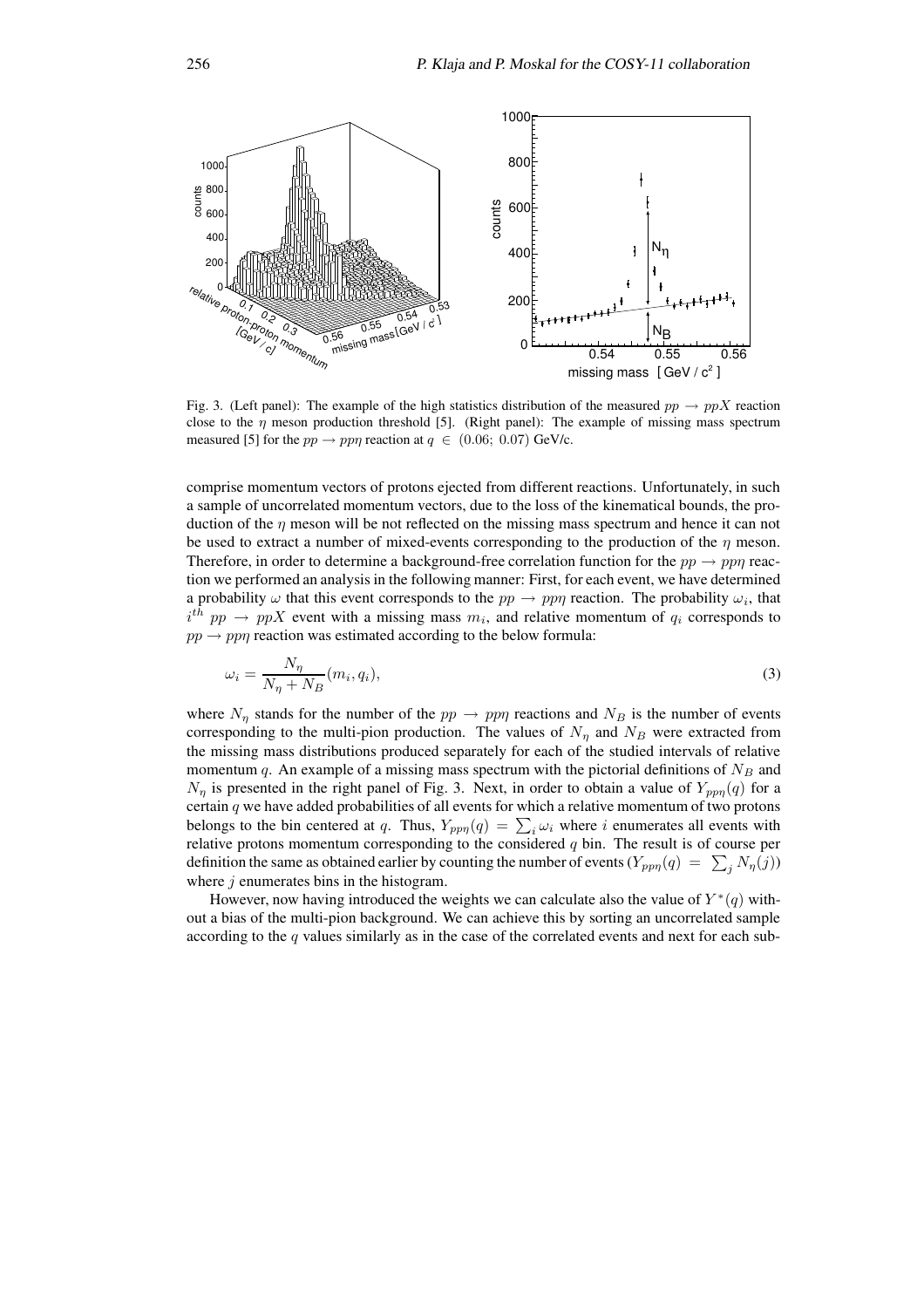Fig. 3. (Left panel): The example of the high statistics distribution of the measured $pp \to ppX$ reaction close to the $\eta$ meson production threshold [5]. (Right panel): The example of missing mass spectrum measured [5] for the $pp \to pp\eta$ reaction at $q \in (0.06;\ 0.07)$ GeV/c.

comprise momentum vectors of protons ejected from different reactions. Unfortunately, in such a sample of uncorrelated momentum vectors, due to the loss of the kinematical bounds, the production of the $\eta$ meson will be not reflected on the missing mass spectrum and hence it can not be used to extract a number of mixed-events corresponding to the production of the $\eta$ meson. Therefore, in order to determine a background-free correlation function for the $pp \to pp\eta$ reaction we performed an analysis in the following manner: First, for each event, we have determined a probability $\omega$ that this event corresponds to the $pp \to pp\eta$ reaction. The probability $\omega_i$, that $i^{th}$ $pp \to ppX$ event with a missing mass $m_i$, and relative momentum of $q_i$ corresponds to $pp \to pp\eta$ reaction was estimated according to the below formula:

$$\omega_i = \frac{N_\eta}{N_\eta + N_B}(m_i, q_i), \tag{3}$$

where $N_\eta$ stands for the number of the $pp \to pp\eta$ reactions and $N_B$ is the number of events corresponding to the multi-pion production. The values of $N_\eta$ and $N_B$ were extracted from the missing mass distributions produced separately for each of the studied intervals of relative momentum $q$. An example of a missing mass spectrum with the pictorial definitions of $N_B$ and $N_\eta$ is presented in the right panel of Fig. 3. Next, in order to obtain a value of $Y_{pp\eta}(q)$ for a certain $q$ we have added probabilities of all events for which a relative momentum of two protons belongs to the bin centered at $q$. Thus, $Y_{pp\eta}(q) = \sum_i \omega_i$ where $i$ enumerates all events with relative protons momentum corresponding to the considered $q$ bin. The result is of course per definition the same as obtained earlier by counting the number of events ($Y_{pp\eta}(q) = \sum_j N_\eta(j)$) where $j$ enumerates bins in the histogram.

However, now having introduced the weights we can calculate also the value of $Y^*(q)$ without a bias of the multi-pion background. We can achieve this by sorting an uncorrelated sample according to the $q$ values similarly as in the case of the correlated events and next for each sub-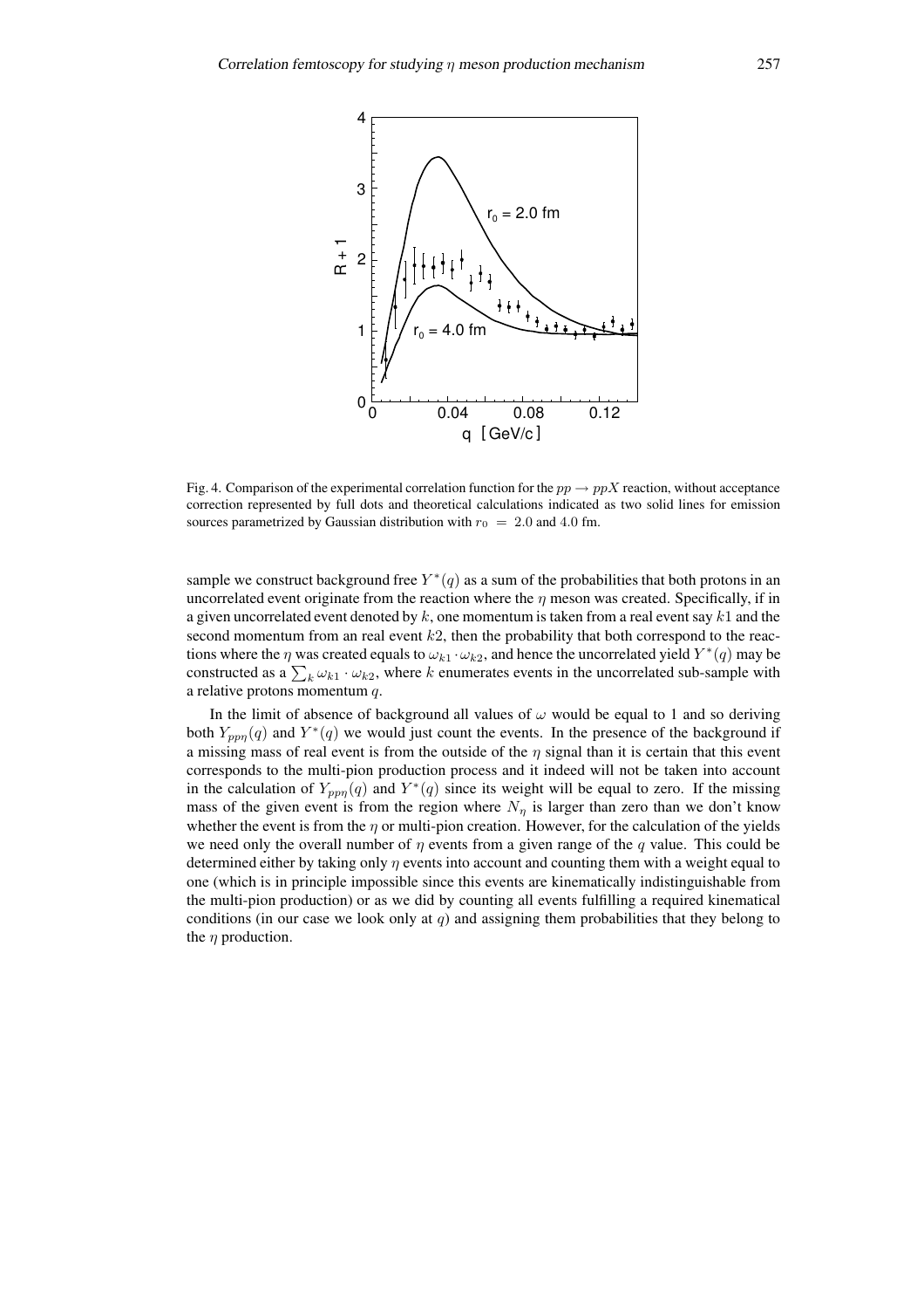Fig. 4. Comparison of the experimental correlation function for the $pp \rightarrow ppX$ reaction, without acceptance correction represented by full dots and theoretical calculations indicated as two solid lines for emission sources parametrized by Gaussian distribution with $r_0 = 2.0$ and $4.0$ fm.

sample we construct background free $Y^*(q)$ as a sum of the probabilities that both protons in an uncorrelated event originate from the reaction where the $\eta$ meson was created. Specifically, if in a given uncorrelated event denoted by $k$, one momentum is taken from a real event say $k1$ and the second momentum from an real event $k2$, then the probability that both correspond to the reactions where the $\eta$ was created equals to $\omega_{k1} \cdot \omega_{k2}$, and hence the uncorrelated yield $Y^*(q)$ may be constructed as a $\sum_k \omega_{k1} \cdot \omega_{k2}$, where $k$ enumerates events in the uncorrelated sub-sample with a relative protons momentum $q$.

In the limit of absence of background all values of $\omega$ would be equal to 1 and so deriving both $Y_{pp\eta}(q)$ and $Y^*(q)$ we would just count the events. In the presence of the background if a missing mass of real event is from the outside of the $\eta$ signal than it is certain that this event corresponds to the multi-pion production process and it indeed will not be taken into account in the calculation of $Y_{pp\eta}(q)$ and $Y^*(q)$ since its weight will be equal to zero. If the missing mass of the given event is from the region where $N_\eta$ is larger than zero than we don't know whether the event is from the $\eta$ or multi-pion creation. However, for the calculation of the yields we need only the overall number of $\eta$ events from a given range of the $q$ value. This could be determined either by taking only $\eta$ events into account and counting them with a weight equal to one (which is in principle impossible since this events are kinematically indistinguishable from the multi-pion production) or as we did by counting all events fulfilling a required kinematical conditions (in our case we look only at $q$) and assigning them probabilities that they belong to the $\eta$ production.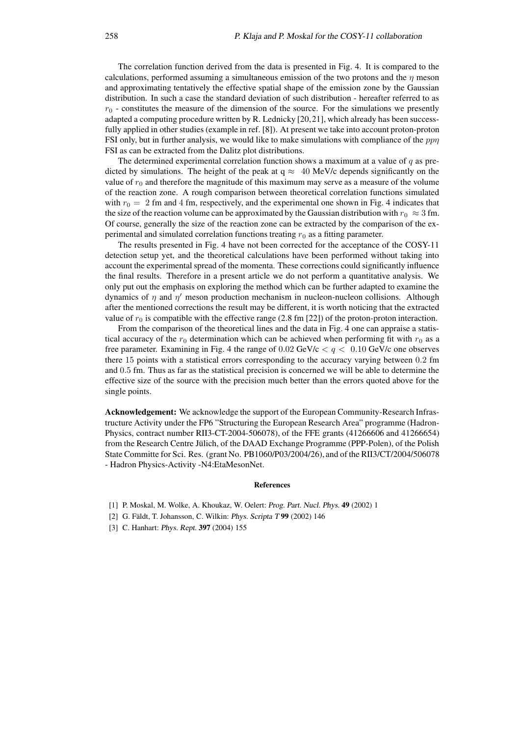The correlation function derived from the data is presented in Fig. 4. It is compared to the calculations, performed assuming a simultaneous emission of the two protons and the $\eta$ meson and approximating tentatively the effective spatial shape of the emission zone by the Gaussian distribution. In such a case the standard deviation of such distribution - hereafter referred to as $r_0$ - constitutes the measure of the dimension of the source. For the simulations we presently adapted a computing procedure written by R. Lednicky [20,21], which already has been successfully applied in other studies (example in ref. [8]). At present we take into account proton-proton FSI only, but in further analysis, we would like to make simulations with compliance of the $pp\eta$ FSI as can be extracted from the Dalitz plot distributions.

The determined experimental correlation function shows a maximum at a value of $q$ as predicted by simulations. The height of the peak at q $\approx$ 40 MeV/c depends significantly on the value of $r_0$ and therefore the magnitude of this maximum may serve as a measure of the volume of the reaction zone. A rough comparison between theoretical correlation functions simulated with $r_0 =$ 2 fm and 4 fm, respectively, and the experimental one shown in Fig. 4 indicates that the size of the reaction volume can be approximated by the Gaussian distribution with $r_0 \approx 3$ fm. Of course, generally the size of the reaction zone can be extracted by the comparison of the experimental and simulated correlation functions treating $r_0$ as a fitting parameter.

The results presented in Fig. 4 have not been corrected for the acceptance of the COSY-11 detection setup yet, and the theoretical calculations have been performed without taking into account the experimental spread of the momenta. These corrections could significantly influence the final results. Therefore in a present article we do not perform a quantitative analysis. We only put out the emphasis on exploring the method which can be further adapted to examine the dynamics of $\eta$ and $\eta'$ meson production mechanism in nucleon-nucleon collisions. Although after the mentioned corrections the result may be different, it is worth noticing that the extracted value of $r_0$ is compatible with the effective range (2.8 fm [22]) of the proton-proton interaction.

From the comparison of the theoretical lines and the data in Fig. 4 one can appraise a statistical accuracy of the $r_0$ determination which can be achieved when performing fit with $r_0$ as a free parameter. Examining in Fig. 4 the range of $0.02$ GeV/c $< q <$ $0.10$ GeV/c one observes there $15$ points with a statistical errors corresponding to the accuracy varying between $0.2$ fm and $0.5$ fm. Thus as far as the statistical precision is concerned we will be able to determine the effective size of the source with the precision much better than the errors quoted above for the single points.

**Acknowledgement:** We acknowledge the support of the European Community-Research Infrastructure Activity under the FP6 "Structuring the European Research Area" programme (HadronPhysics, contract number RII3-CT-2004-506078), of the FFE grants (41266606 and 41266654) from the Research Centre Jülich, of the DAAD Exchange Programme (PPP-Polen), of the Polish State Committe for Sci. Res. (grant No. PB1060/P03/2004/26), and of the RII3/CT/2004/506078 - Hadron Physics-Activity -N4:EtaMesonNet.

## References

[1] P. Moskal, M. Wolke, A. Khoukaz, W. Oelert: *Prog. Part. Nucl. Phys.* **49** (2002) 1

[2] G. Fäldt, T. Johansson, C. Wilkin: *Phys. Scripta T* **99** (2002) 146

[3] C. Hanhart: *Phys. Rept.* **397** (2004) 155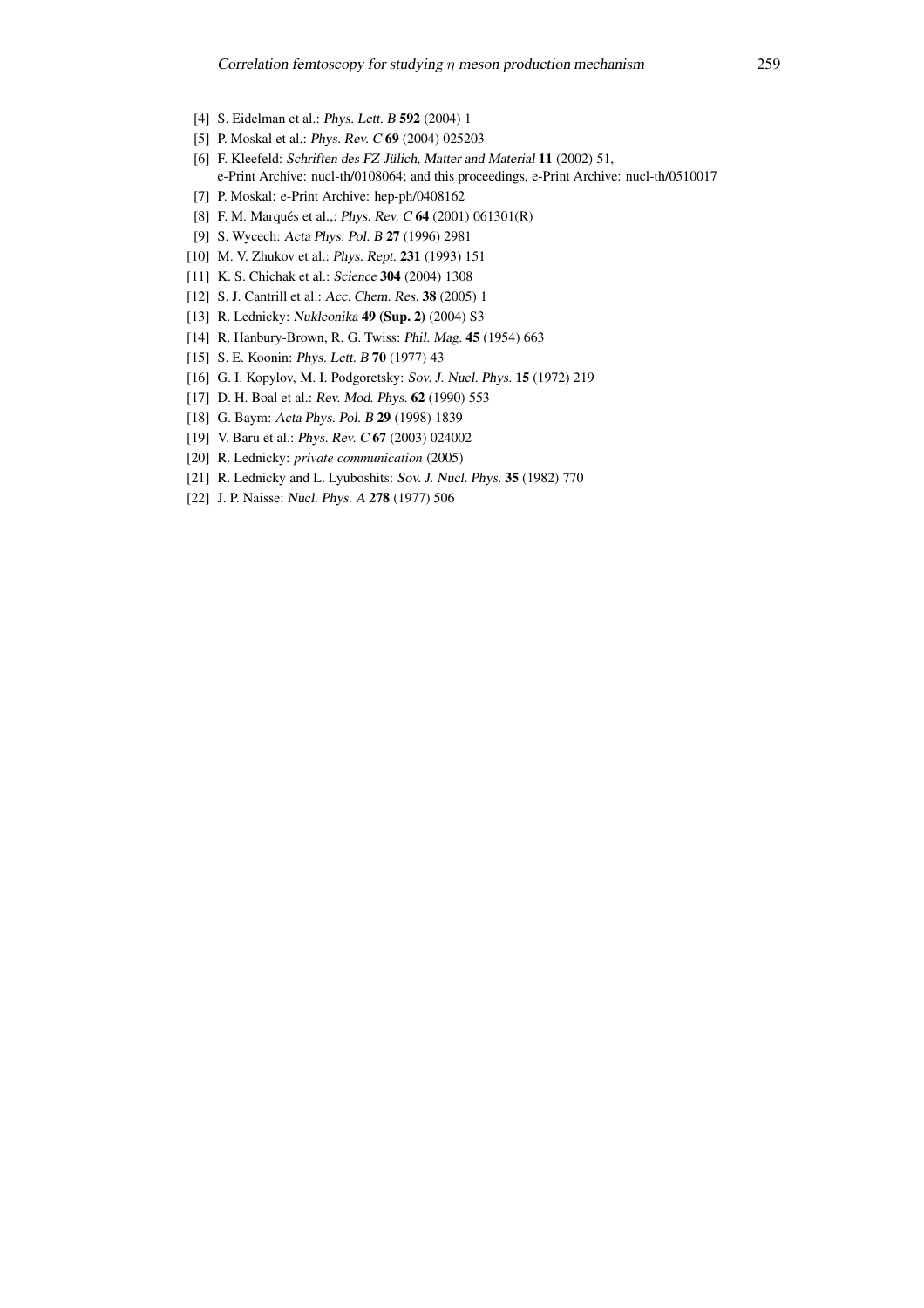[4] S. Eidelman et al.: *Phys. Lett. B* **592** (2004) 1

[5] P. Moskal et al.: *Phys. Rev. C* **69** (2004) 025203

[6] F. Kleefeld: *Schriften des FZ-Jülich, Matter and Material* **11** (2002) 51, e-Print Archive: nucl-th/0108064; and this proceedings, e-Print Archive: nucl-th/0510017

[7] P. Moskal: e-Print Archive: hep-ph/0408162

[8] F. M. Marqués et al.,: *Phys. Rev. C* **64** (2001) 061301(R)

[9] S. Wycech: *Acta Phys. Pol. B* **27** (1996) 2981

[10] M. V. Zhukov et al.: *Phys. Rept.* **231** (1993) 151

[11] K. S. Chichak et al.: *Science* **304** (2004) 1308

[12] S. J. Cantrill et al.: *Acc. Chem. Res.* **38** (2005) 1

[13] R. Lednicky: *Nukleonika* **49 (Sup. 2)** (2004) S3

[14] R. Hanbury-Brown, R. G. Twiss: *Phil. Mag.* **45** (1954) 663

[15] S. E. Koonin: *Phys. Lett. B* **70** (1977) 43

[16] G. I. Kopylov, M. I. Podgoretsky: *Sov. J. Nucl. Phys.* **15** (1972) 219

[17] D. H. Boal et al.: *Rev. Mod. Phys.* **62** (1990) 553

[18] G. Baym: *Acta Phys. Pol. B* **29** (1998) 1839

[19] V. Baru et al.: *Phys. Rev. C* **67** (2003) 024002

[20] R. Lednicky: *private communication* (2005)

[21] R. Lednicky and L. Lyuboshits: *Sov. J. Nucl. Phys.* **35** (1982) 770

[22] J. P. Naisse: *Nucl. Phys. A* **278** (1977) 506